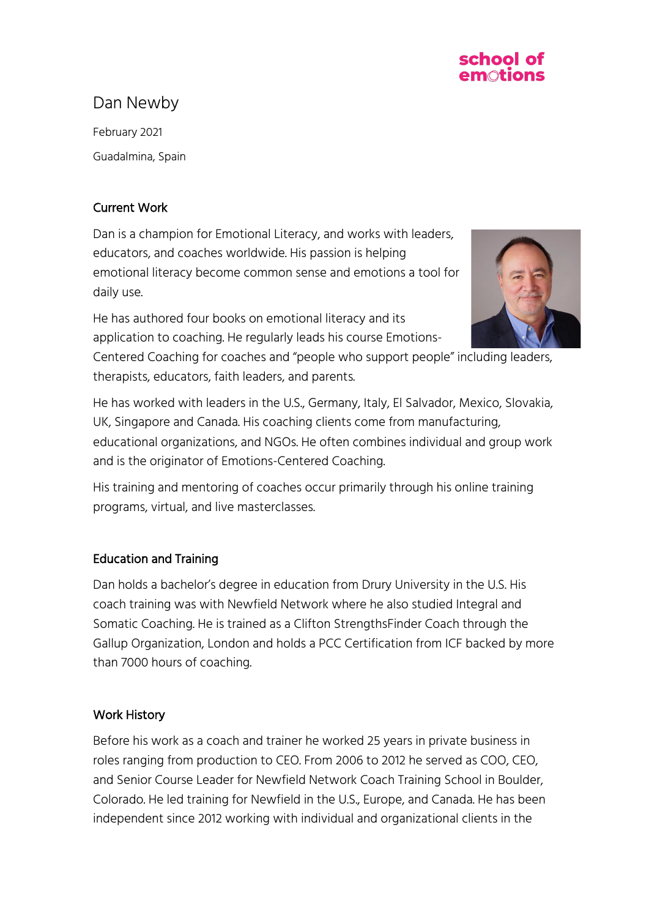school of emotions

# Dan Newby

February 2021

Guadalmina, Spain

## Current Work

Dan is a champion for Emotional Literacy, and works with leaders, educators, and coaches worldwide. His passion is helping emotional literacy become common sense and emotions a tool for daily use.

He has authored four books on emotional literacy and its application to coaching. He regularly leads his course Emotions-Centered Coaching for coaches and "people who support people" including leaders, therapists, educators, faith leaders, and parents.

He has worked with leaders in the U.S., Germany, Italy, El Salvador, Mexico, Slovakia, UK, Singapore and Canada. His coaching clients come from manufacturing, educational organizations, and NGOs. He often combines individual and group work and is the originator of Emotions-Centered Coaching.

His training and mentoring of coaches occur primarily through his online training programs, virtual, and live masterclasses.

## Education and Training

Dan holds a bachelor's degree in education from Drury University in the U.S. His coach training was with Newfield Network where he also studied Integral and Somatic Coaching. He is trained as a Clifton StrengthsFinder Coach through the Gallup Organization, London and holds a PCC Certification from ICF backed by more than 7000 hours of coaching.

## Work History

Before his work as a coach and trainer he worked 25 years in private business in roles ranging from production to CEO. From 2006 to 2012 he served as COO, CEO, and Senior Course Leader for Newfield Network Coach Training School in Boulder, Colorado. He led training for Newfield in the U.S., Europe, and Canada. He has been independent since 2012 working with individual and organizational clients in the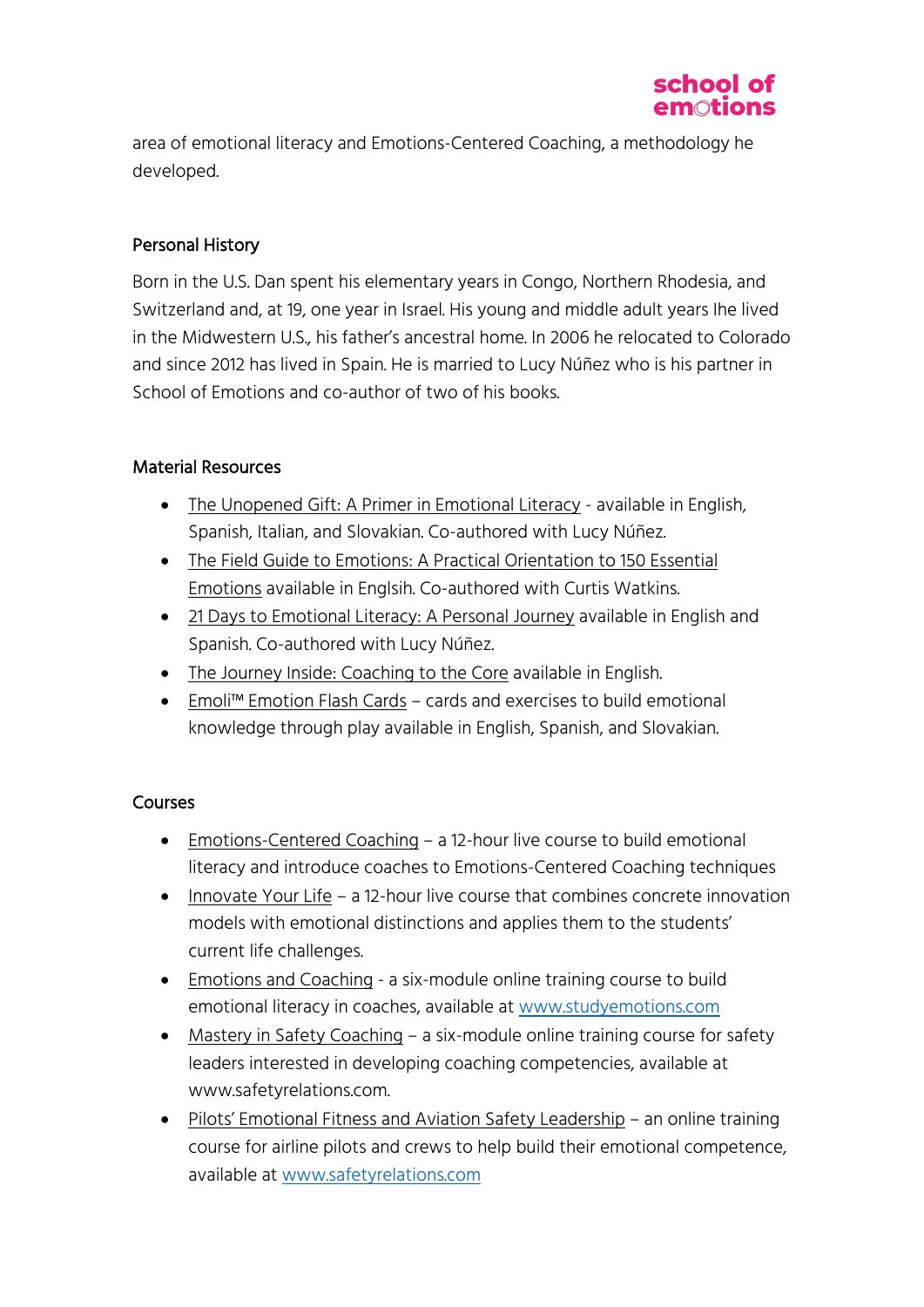area of emotional literacy and Emotions-Centered Coaching, a methodology he developed.

## Personal History

Born in the U.S. Dan spent his elementary years in Congo, Northern Rhodesia, and Switzerland and, at 19, one year in Israel. His young and middle adult years lhe lived in the Midwestern U.S., his father's ancestral home. In 2006 he relocated to Colorado and since 2012 has lived in Spain. He is married to Lucy Núñez who is his partner in School of Emotions and co-author of two of his books.

## Material Resources

- The Unopened Gift: A Primer in Emotional Literacy - available in English, Spanish, Italian, and Slovakian. Co-authored with Lucy Núñez.
- The Field Guide to Emotions: A Practical Orientation to 150 Essential Emotions available in Englsih. Co-authored with Curtis Watkins.
- 21 Days to Emotional Literacy: A Personal Journey available in English and Spanish. Co-authored with Lucy Núñez.
- The Journey Inside: Coaching to the Core available in English.
- Emoli™ Emotion Flash Cards – cards and exercises to build emotional knowledge through play available in English, Spanish, and Slovakian.

## Courses

- Emotions-Centered Coaching – a 12-hour live course to build emotional literacy and introduce coaches to Emotions-Centered Coaching techniques
- Innovate Your Life – a 12-hour live course that combines concrete innovation models with emotional distinctions and applies them to the students' current life challenges.
- Emotions and Coaching - a six-module online training course to build emotional literacy in coaches, available at www.studyemotions.com
- Mastery in Safety Coaching – a six-module online training course for safety leaders interested in developing coaching competencies, available at www.safetyrelations.com.
- Pilots' Emotional Fitness and Aviation Safety Leadership – an online training course for airline pilots and crews to help build their emotional competence, available at www.safetyrelations.com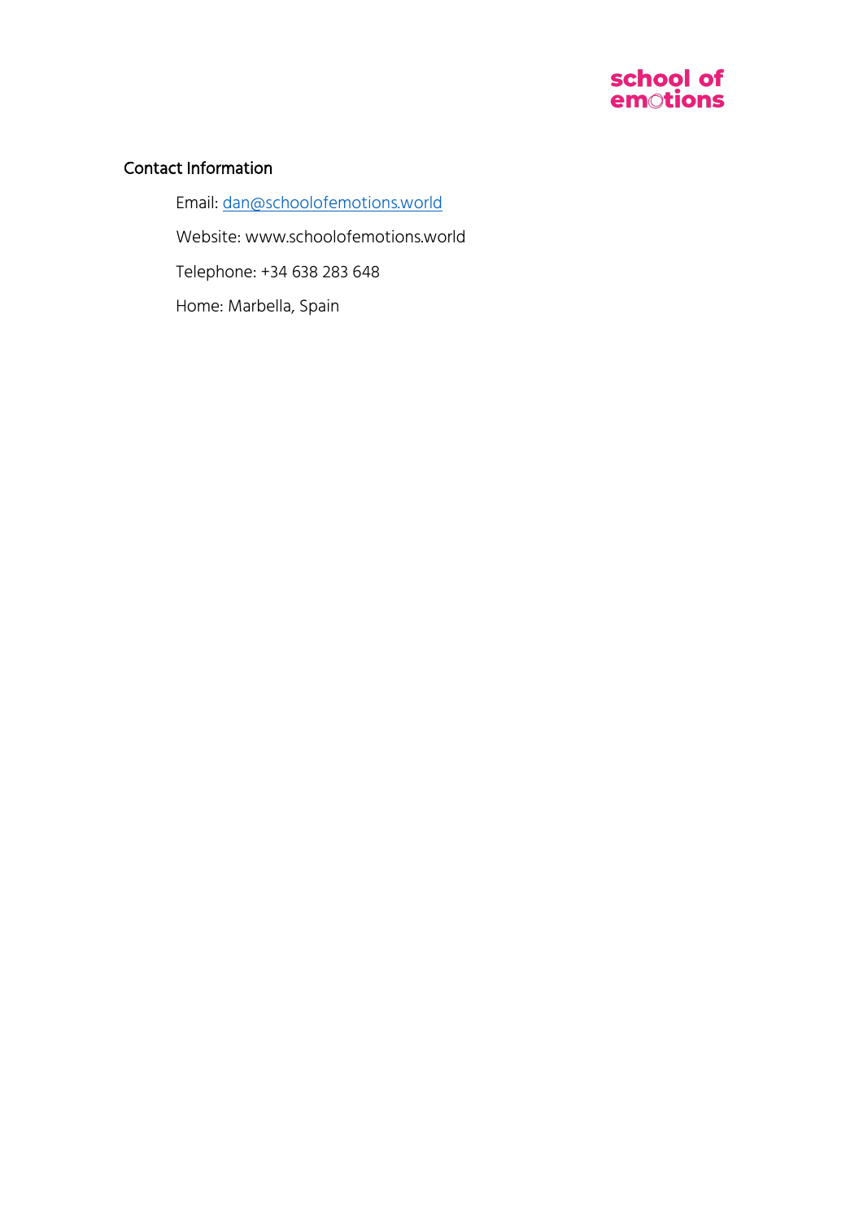school of emotions

## Contact Information

Email: dan@schoolofemotions.world

Website: www.schoolofemotions.world

Telephone: +34 638 283 648

Home: Marbella, Spain